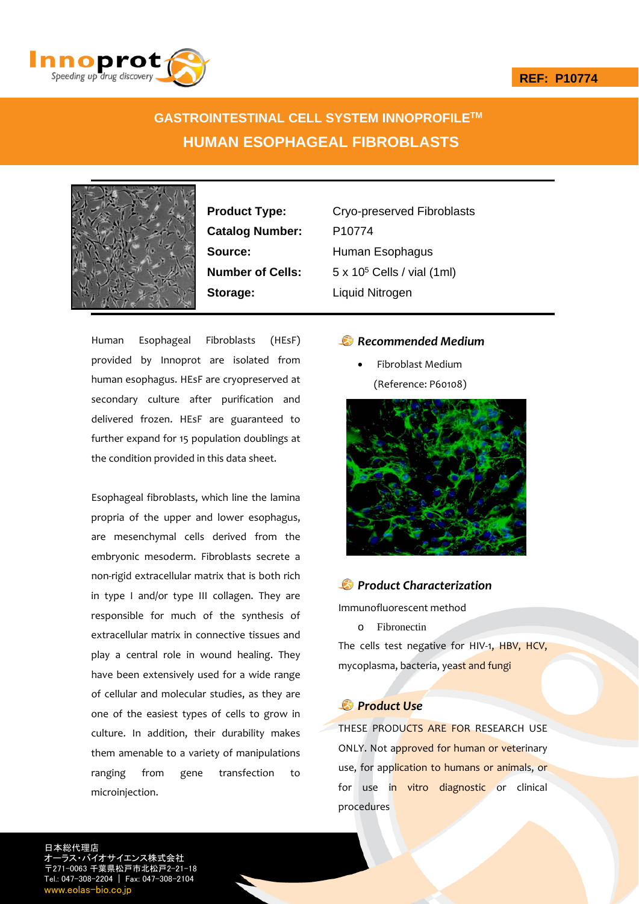REF: P10774

# GASTROINTESTINAL CELL SYSTEM INNOPROFILE™

## HUMAN ESOPHAGEAL FIBROBLASTS

| | |
|---|---|
| **Product Type:** | Cryo-preserved Fibroblasts |
| **Catalog Number:** | P10774 |
| **Source:** | Human Esophagus |
| **Number of Cells:** | $5 \times 10^5$ Cells / vial (1ml) |
| **Storage:** | Liquid Nitrogen |

Human Esophageal Fibroblasts (HEsF) provided by Innoprot are isolated from human esophagus. HEsF are cryopreserved at secondary culture after purification and delivered frozen. HEsF are guaranteed to further expand for 15 population doublings at the condition provided in this data sheet.

Esophageal fibroblasts, which line the lamina propria of the upper and lower esophagus, are mesenchymal cells derived from the embryonic mesoderm. Fibroblasts secrete a non-rigid extracellular matrix that is both rich in type I and/or type III collagen. They are responsible for much of the synthesis of extracellular matrix in connective tissues and play a central role in wound healing. They have been extensively used for a wide range of cellular and molecular studies, as they are one of the easiest types of cells to grow in culture. In addition, their durability makes them amenable to a variety of manipulations ranging from gene transfection to microinjection.

### *Recommended Medium*

- Fibroblast Medium (Reference: P60108)

### *Product Characterization*

Immunofluorescent method

- Fibronectin

The cells test negative for HIV-1, HBV, HCV, mycoplasma, bacteria, yeast and fungi

### *Product Use*

THESE PRODUCTS ARE FOR RESEARCH USE ONLY. Not approved for human or veterinary use, for application to humans or animals, or for use in vitro diagnostic or clinical procedures

日本総代理店
オーラス・バイオサイエンス株式会社
〒271-0063 千葉県松戸市北松戸2-21-18
Tel.: 047-308-2204 | Fax: 047-308-2104
www.eolas-bio.co.jp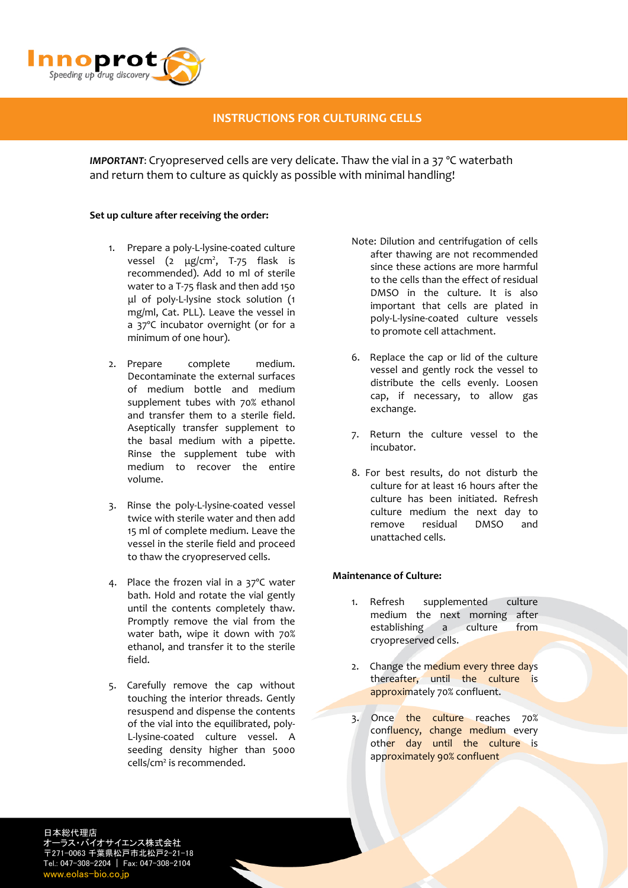**INSTRUCTIONS FOR CULTURING CELLS**

***IMPORTANT***: Cryopreserved cells are very delicate. Thaw the vial in a 37 °C waterbath and return them to culture as quickly as possible with minimal handling!

**Set up culture after receiving the order:**

1. Prepare a poly-L-lysine-coated culture vessel (2 μg/cm², T-75 flask is recommended). Add 10 ml of sterile water to a T-75 flask and then add 150 μl of poly-L-lysine stock solution (1 mg/ml, Cat. PLL). Leave the vessel in a 37ºC incubator overnight (or for a minimum of one hour).

2. Prepare complete medium. Decontaminate the external surfaces of medium bottle and medium supplement tubes with 70% ethanol and transfer them to a sterile field. Aseptically transfer supplement to the basal medium with a pipette. Rinse the supplement tube with medium to recover the entire volume.

3. Rinse the poly-L-lysine-coated vessel twice with sterile water and then add 15 ml of complete medium. Leave the vessel in the sterile field and proceed to thaw the cryopreserved cells.

4. Place the frozen vial in a 37ºC water bath. Hold and rotate the vial gently until the contents completely thaw. Promptly remove the vial from the water bath, wipe it down with 70% ethanol, and transfer it to the sterile field.

5. Carefully remove the cap without touching the interior threads. Gently resuspend and dispense the contents of the vial into the equilibrated, poly-L-lysine-coated culture vessel. A seeding density higher than 5000 cells/cm² is recommended.

Note: Dilution and centrifugation of cells after thawing are not recommended since these actions are more harmful to the cells than the effect of residual DMSO in the culture. It is also important that cells are plated in poly-L-lysine-coated culture vessels to promote cell attachment.

6. Replace the cap or lid of the culture vessel and gently rock the vessel to distribute the cells evenly. Loosen cap, if necessary, to allow gas exchange.

7. Return the culture vessel to the incubator.

8. For best results, do not disturb the culture for at least 16 hours after the culture has been initiated. Refresh culture medium the next day to remove residual DMSO and unattached cells.

**Maintenance of Culture:**

1. Refresh supplemented culture medium the next morning after establishing a culture from cryopreserved cells.

2. Change the medium every three days thereafter, until the culture is approximately 70% confluent.

3. Once the culture reaches 70% confluency, change medium every other day until the culture is approximately 90% confluent

日本総代理店
オーラス・バイオサイエンス株式会社
〒271-0063 千葉県松戸市北松戸2-21-18
Tel.: 047-308-2204 | Fax: 047-308-2104
www.eolas-bio.co.jp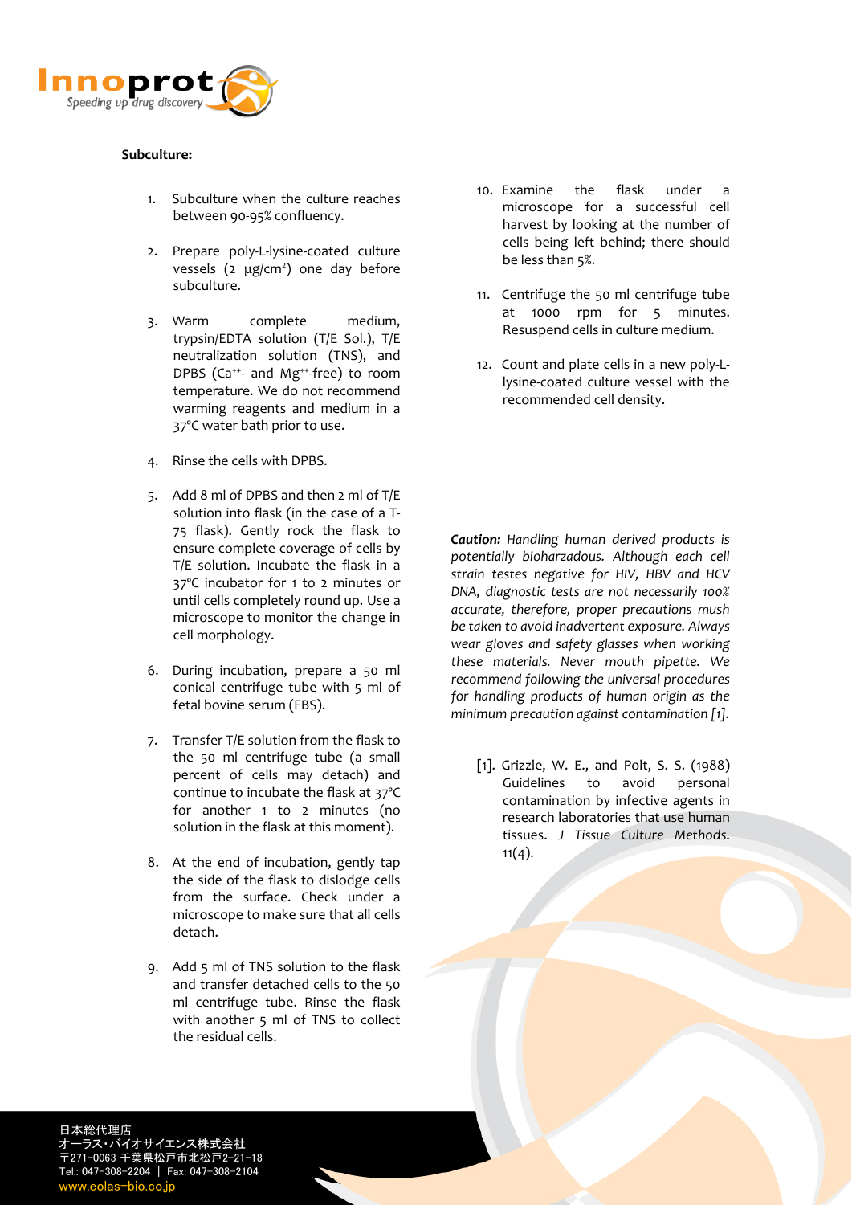**Subculture:**

1. Subculture when the culture reaches between 90-95% confluency.

2. Prepare poly-L-lysine-coated culture vessels (2 μg/cm$^2$) one day before subculture.

3. Warm complete medium, trypsin/EDTA solution (T/E Sol.), T/E neutralization solution (TNS), and DPBS ($Ca^{++}$- and $Mg^{++}$-free) to room temperature. We do not recommend warming reagents and medium in a 37°C water bath prior to use.

4. Rinse the cells with DPBS.

5. Add 8 ml of DPBS and then 2 ml of T/E solution into flask (in the case of a T-75 flask). Gently rock the flask to ensure complete coverage of cells by T/E solution. Incubate the flask in a 37°C incubator for 1 to 2 minutes or until cells completely round up. Use a microscope to monitor the change in cell morphology.

6. During incubation, prepare a 50 ml conical centrifuge tube with 5 ml of fetal bovine serum (FBS).

7. Transfer T/E solution from the flask to the 50 ml centrifuge tube (a small percent of cells may detach) and continue to incubate the flask at 37°C for another 1 to 2 minutes (no solution in the flask at this moment).

8. At the end of incubation, gently tap the side of the flask to dislodge cells from the surface. Check under a microscope to make sure that all cells detach.

9. Add 5 ml of TNS solution to the flask and transfer detached cells to the 50 ml centrifuge tube. Rinse the flask with another 5 ml of TNS to collect the residual cells.

10. Examine the flask under a microscope for a successful cell harvest by looking at the number of cells being left behind; there should be less than 5%.

11. Centrifuge the 50 ml centrifuge tube at 1000 rpm for 5 minutes. Resuspend cells in culture medium.

12. Count and plate cells in a new poly-L-lysine-coated culture vessel with the recommended cell density.

***Caution:*** *Handling human derived products is potentially bioharzadous. Although each cell strain testes negative for HIV, HBV and HCV DNA, diagnostic tests are not necessarily 100% accurate, therefore, proper precautions mush be taken to avoid inadvertent exposure. Always wear gloves and safety glasses when working these materials. Never mouth pipette. We recommend following the universal procedures for handling products of human origin as the minimum precaution against contamination [1].*

[1]. Grizzle, W. E., and Polt, S. S. (1988) Guidelines to avoid personal contamination by infective agents in research laboratories that use human tissues. *J Tissue Culture Methods*. 11(4).

日本総代理店
オーラス・バイオサイエンス株式会社
〒271-0063 千葉県松戸市北松戸2-21-18
Tel.: 047-308-2204 | Fax: 047-308-2104
www.eolas-bio.co.jp